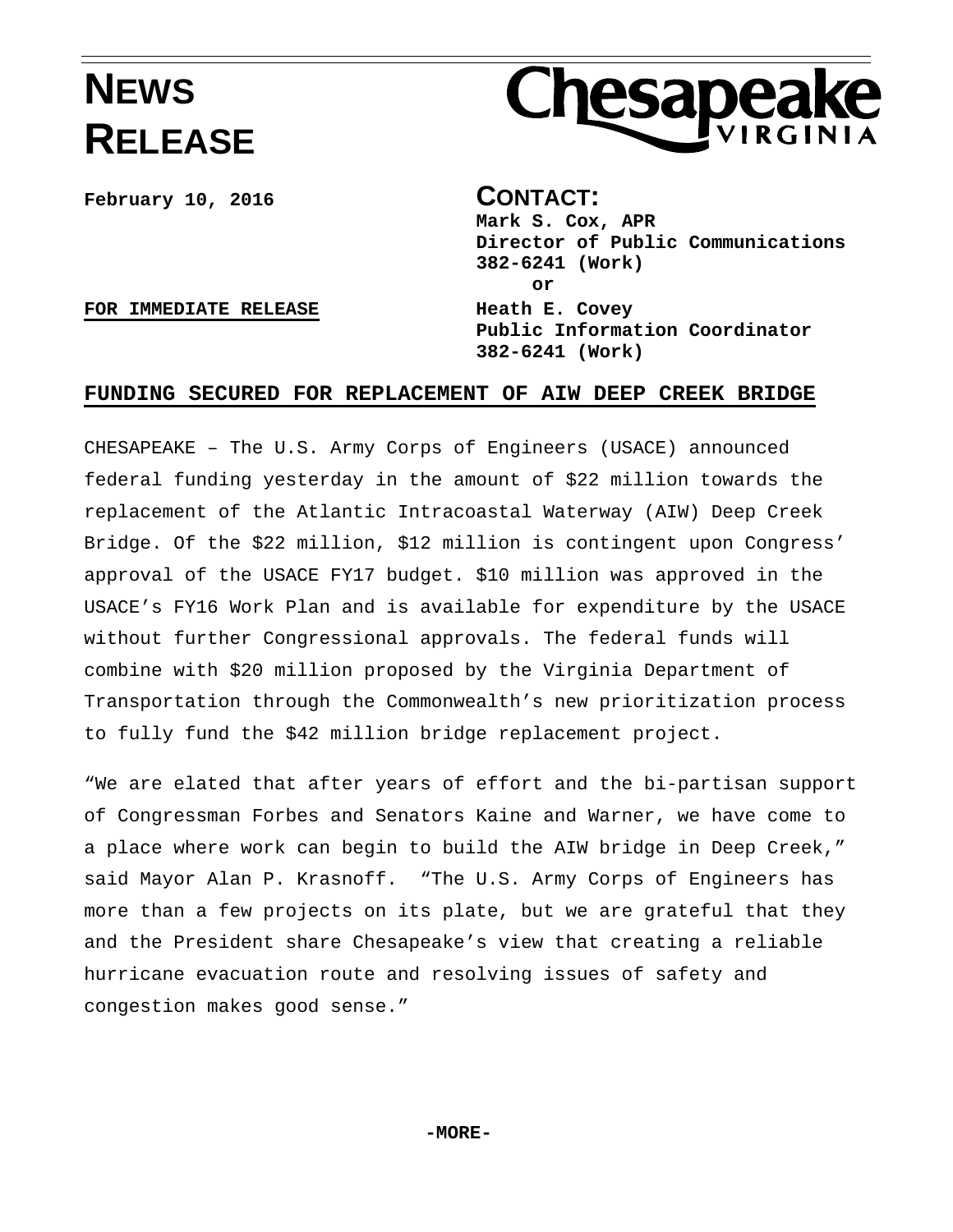# NEWS RELEASE

Chesapeake VIRGINIA

**February 10, 2016**

**CONTACT:**
**Mark S. Cox, APR**
**Director of Public Communications**
**382-6241 (Work)**
**or**
**Heath E. Covey**
**Public Information Coordinator**
**382-6241 (Work)**

**FOR IMMEDIATE RELEASE**

## FUNDING SECURED FOR REPLACEMENT OF AIW DEEP CREEK BRIDGE

CHESAPEAKE – The U.S. Army Corps of Engineers (USACE) announced federal funding yesterday in the amount of $22 million towards the replacement of the Atlantic Intracoastal Waterway (AIW) Deep Creek Bridge. Of the $22 million, $12 million is contingent upon Congress' approval of the USACE FY17 budget. $10 million was approved in the USACE's FY16 Work Plan and is available for expenditure by the USACE without further Congressional approvals. The federal funds will combine with $20 million proposed by the Virginia Department of Transportation through the Commonwealth's new prioritization process to fully fund the $42 million bridge replacement project.

"We are elated that after years of effort and the bi-partisan support of Congressman Forbes and Senators Kaine and Warner, we have come to a place where work can begin to build the AIW bridge in Deep Creek," said Mayor Alan P. Krasnoff. "The U.S. Army Corps of Engineers has more than a few projects on its plate, but we are grateful that they and the President share Chesapeake's view that creating a reliable hurricane evacuation route and resolving issues of safety and congestion makes good sense."

**-MORE-**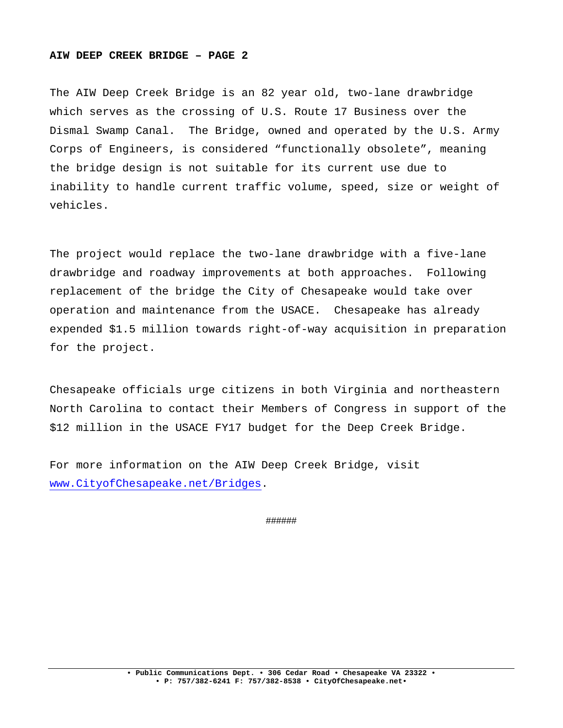**AIW DEEP CREEK BRIDGE – PAGE 2**

The AIW Deep Creek Bridge is an 82 year old, two-lane drawbridge which serves as the crossing of U.S. Route 17 Business over the Dismal Swamp Canal. The Bridge, owned and operated by the U.S. Army Corps of Engineers, is considered “functionally obsolete”, meaning the bridge design is not suitable for its current use due to inability to handle current traffic volume, speed, size or weight of vehicles.

The project would replace the two-lane drawbridge with a five-lane drawbridge and roadway improvements at both approaches. Following replacement of the bridge the City of Chesapeake would take over operation and maintenance from the USACE. Chesapeake has already expended $1.5 million towards right-of-way acquisition in preparation for the project.

Chesapeake officials urge citizens in both Virginia and northeastern North Carolina to contact their Members of Congress in support of the $12 million in the USACE FY17 budget for the Deep Creek Bridge.

For more information on the AIW Deep Creek Bridge, visit www.CityofChesapeake.net/Bridges.

######

• Public Communications Dept. • 306 Cedar Road • Chesapeake VA 23322 •
• P: 757/382-6241 F: 757/382-8538 • CityOfChesapeake.net•